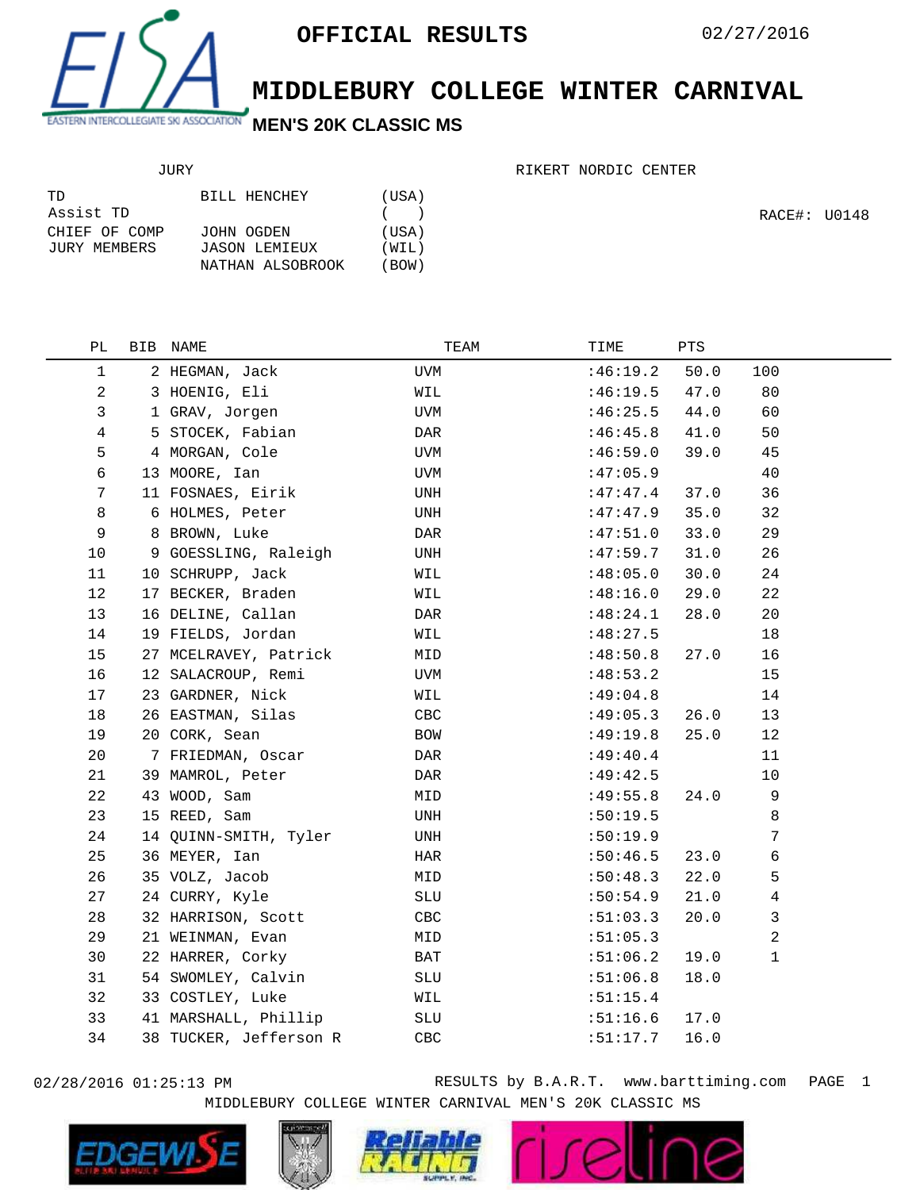OFFICIAL RESULTS

02/27/2016

# MIDDLEBURY COLLEGE WINTER CARNIVAL

## MEN'S 20K CLASSIC MS

JURY

| | | |
|---|---|---|
| TD | BILL HENCHEY | (USA) |
| Assist TD | | ( ) |
| CHIEF OF COMP | JOHN OGDEN | (USA) |
| JURY MEMBERS | JASON LEMIEUX | (WIL) |
| | NATHAN ALSOBROOK | (BOW) |

RIKERT NORDIC CENTER

RACE#: U0148

| PL | BIB | NAME | TEAM | TIME | PTS | |
|---|---|---|---|---|---|---|
| 1 | 2 | HEGMAN, Jack | UVM | :46:19.2 | 50.0 | 100 |
| 2 | 3 | HOENIG, Eli | WIL | :46:19.5 | 47.0 | 80 |
| 3 | 1 | GRAV, Jorgen | UVM | :46:25.5 | 44.0 | 60 |
| 4 | 5 | STOCEK, Fabian | DAR | :46:45.8 | 41.0 | 50 |
| 5 | 4 | MORGAN, Cole | UVM | :46:59.0 | 39.0 | 45 |
| 6 | 13 | MOORE, Ian | UVM | :47:05.9 | | 40 |
| 7 | 11 | FOSNAES, Eirik | UNH | :47:47.4 | 37.0 | 36 |
| 8 | 6 | HOLMES, Peter | UNH | :47:47.9 | 35.0 | 32 |
| 9 | 8 | BROWN, Luke | DAR | :47:51.0 | 33.0 | 29 |
| 10 | 9 | GOESSLING, Raleigh | UNH | :47:59.7 | 31.0 | 26 |
| 11 | 10 | SCHRUPP, Jack | WIL | :48:05.0 | 30.0 | 24 |
| 12 | 17 | BECKER, Braden | WIL | :48:16.0 | 29.0 | 22 |
| 13 | 16 | DELINE, Callan | DAR | :48:24.1 | 28.0 | 20 |
| 14 | 19 | FIELDS, Jordan | WIL | :48:27.5 | | 18 |
| 15 | 27 | MCELRAVEY, Patrick | MID | :48:50.8 | 27.0 | 16 |
| 16 | 12 | SALACROUP, Remi | UVM | :48:53.2 | | 15 |
| 17 | 23 | GARDNER, Nick | WIL | :49:04.8 | | 14 |
| 18 | 26 | EASTMAN, Silas | CBC | :49:05.3 | 26.0 | 13 |
| 19 | 20 | CORK, Sean | BOW | :49:19.8 | 25.0 | 12 |
| 20 | 7 | FRIEDMAN, Oscar | DAR | :49:40.4 | | 11 |
| 21 | 39 | MAMROL, Peter | DAR | :49:42.5 | | 10 |
| 22 | 43 | WOOD, Sam | MID | :49:55.8 | 24.0 | 9 |
| 23 | 15 | REED, Sam | UNH | :50:19.5 | | 8 |
| 24 | 14 | QUINN-SMITH, Tyler | UNH | :50:19.9 | | 7 |
| 25 | 36 | MEYER, Ian | HAR | :50:46.5 | 23.0 | 6 |
| 26 | 35 | VOLZ, Jacob | MID | :50:48.3 | 22.0 | 5 |
| 27 | 24 | CURRY, Kyle | SLU | :50:54.9 | 21.0 | 4 |
| 28 | 32 | HARRISON, Scott | CBC | :51:03.3 | 20.0 | 3 |
| 29 | 21 | WEINMAN, Evan | MID | :51:05.3 | | 2 |
| 30 | 22 | HARRER, Corky | BAT | :51:06.2 | 19.0 | 1 |
| 31 | 54 | SWOMLEY, Calvin | SLU | :51:06.8 | 18.0 | |
| 32 | 33 | COSTLEY, Luke | WIL | :51:15.4 | | |
| 33 | 41 | MARSHALL, Phillip | SLU | :51:16.6 | 17.0 | |
| 34 | 38 | TUCKER, Jefferson R | CBC | :51:17.7 | 16.0 | |

02/28/2016 01:25:13 PM RESULTS by B.A.R.T. www.barttiming.com

MIDDLEBURY COLLEGE WINTER CARNIVAL MEN'S 20K CLASSIC MS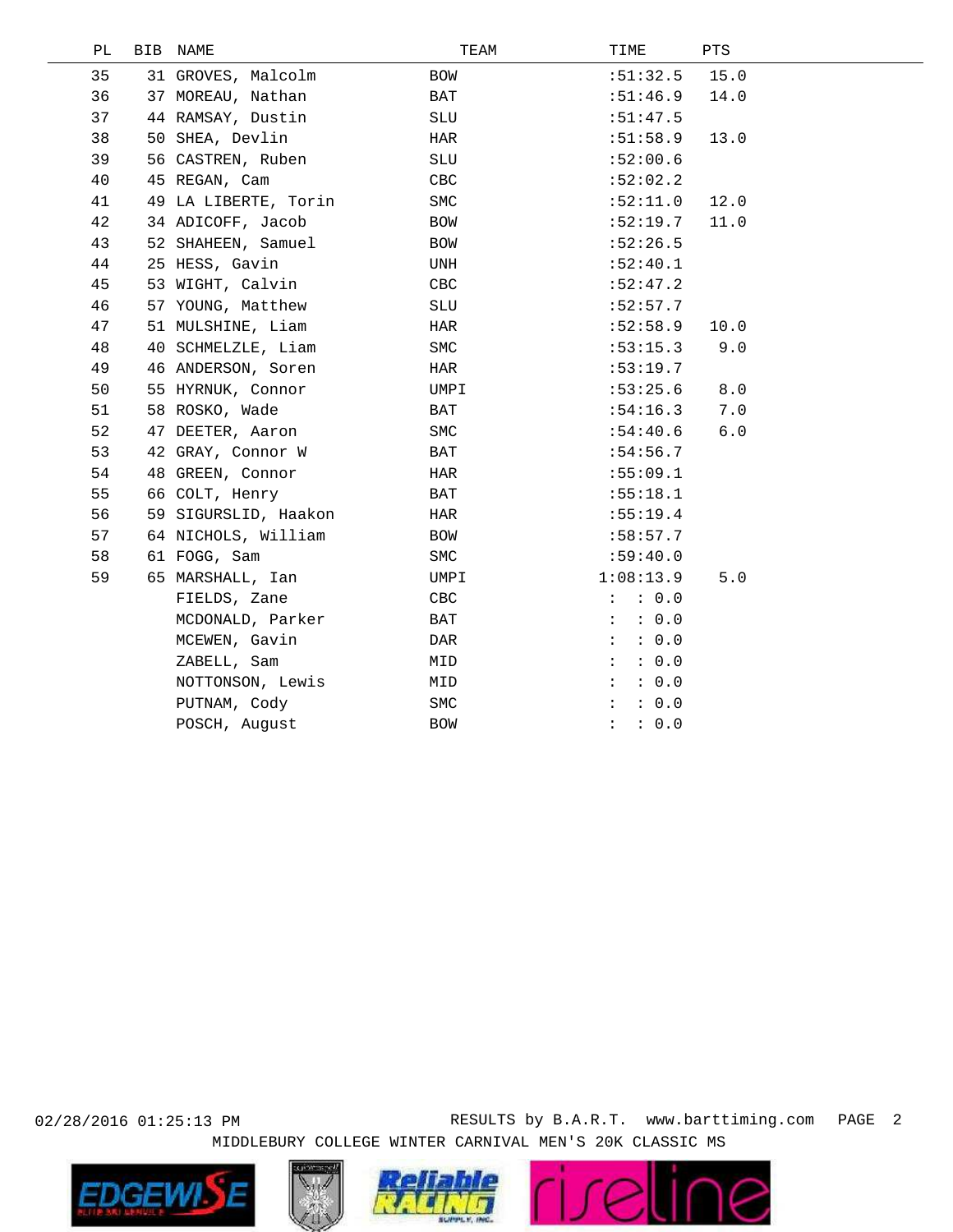| PL | BIB | NAME | TEAM | TIME | PTS |
|---|---|---|---|---|---|
| 35 | 31 | GROVES, Malcolm | BOW | :51:32.5 | 15.0 |
| 36 | 37 | MOREAU, Nathan | BAT | :51:46.9 | 14.0 |
| 37 | 44 | RAMSAY, Dustin | SLU | :51:47.5 | |
| 38 | 50 | SHEA, Devlin | HAR | :51:58.9 | 13.0 |
| 39 | 56 | CASTREN, Ruben | SLU | :52:00.6 | |
| 40 | 45 | REGAN, Cam | CBC | :52:02.2 | |
| 41 | 49 | LA LIBERTE, Torin | SMC | :52:11.0 | 12.0 |
| 42 | 34 | ADICOFF, Jacob | BOW | :52:19.7 | 11.0 |
| 43 | 52 | SHAHEEN, Samuel | BOW | :52:26.5 | |
| 44 | 25 | HESS, Gavin | UNH | :52:40.1 | |
| 45 | 53 | WIGHT, Calvin | CBC | :52:47.2 | |
| 46 | 57 | YOUNG, Matthew | SLU | :52:57.7 | |
| 47 | 51 | MULSHINE, Liam | HAR | :52:58.9 | 10.0 |
| 48 | 40 | SCHMELZLE, Liam | SMC | :53:15.3 | 9.0 |
| 49 | 46 | ANDERSON, Soren | HAR | :53:19.7 | |
| 50 | 55 | HYRNUK, Connor | UMPI | :53:25.6 | 8.0 |
| 51 | 58 | ROSKO, Wade | BAT | :54:16.3 | 7.0 |
| 52 | 47 | DEETER, Aaron | SMC | :54:40.6 | 6.0 |
| 53 | 42 | GRAY, Connor W | BAT | :54:56.7 | |
| 54 | 48 | GREEN, Connor | HAR | :55:09.1 | |
| 55 | 66 | COLT, Henry | BAT | :55:18.1 | |
| 56 | 59 | SIGURSLID, Haakon | HAR | :55:19.4 | |
| 57 | 64 | NICHOLS, William | BOW | :58:57.7 | |
| 58 | 61 | FOGG, Sam | SMC | :59:40.0 | |
| 59 | 65 | MARSHALL, Ian | UMPI | 1:08:13.9 | 5.0 |
| | | FIELDS, Zane | CBC | : : 0.0 | |
| | | MCDONALD, Parker | BAT | : : 0.0 | |
| | | MCEWEN, Gavin | DAR | : : 0.0 | |
| | | ZABELL, Sam | MID | : : 0.0 | |
| | | NOTTONSON, Lewis | MID | : : 0.0 | |
| | | PUTNAM, Cody | SMC | : : 0.0 | |
| | | POSCH, August | BOW | : : 0.0 | |

02/28/2016 01:25:13 PM RESULTS by B.A.R.T. www.barttiming.com

MIDDLEBURY COLLEGE WINTER CARNIVAL MEN'S 20K CLASSIC MS